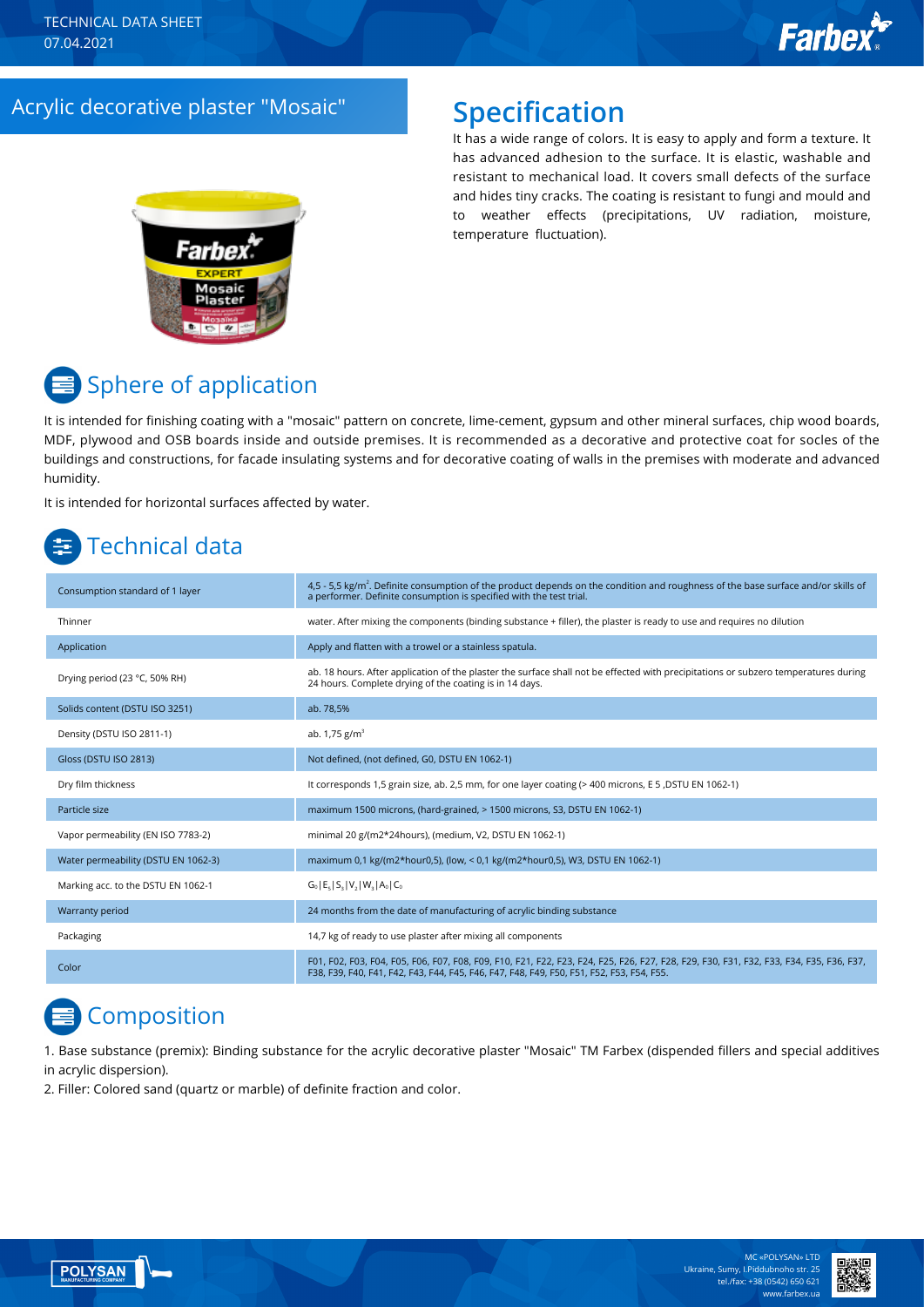TECHNICAL DATA SHEET
07.04.2021

# Acrylic decorative plaster "Mosaic"

## Specification

It has a wide range of colors. It is easy to apply and form a texture. It has advanced adhesion to the surface. It is elastic, washable and resistant to mechanical load. It covers small defects of the surface and hides tiny cracks. The coating is resistant to fungi and mould and to weather effects (precipitations, UV radiation, moisture, temperature fluctuation).

## Sphere of application

It is intended for finishing coating with a "mosaic" pattern on concrete, lime-cement, gypsum and other mineral surfaces, chip wood boards, MDF, plywood and OSB boards inside and outside premises. It is recommended as a decorative and protective coat for socles of the buildings and constructions, for facade insulating systems and for decorative coating of walls in the premises with moderate and advanced humidity.

It is intended for horizontal surfaces affected by water.

## Technical data

| | |
|---|---|
| Consumption standard of 1 layer | 4,5 - 5,5 kg/m$^2$. Definite consumption of the product depends on the condition and roughness of the base surface and/or skills of a performer. Definite consumption is specified with the test trial. |
| Thinner | water. After mixing the components (binding substance + filler), the plaster is ready to use and requires no dilution |
| Application | Apply and flatten with a trowel or a stainless spatula. |
| Drying period (23 °C, 50% RH) | ab. 18 hours. After application of the plaster the surface shall not be effected with precipitations or subzero temperatures during 24 hours. Complete drying of the coating is in 14 days. |
| Solids content (DSTU ISO 3251) | ab. 78,5% |
| Density (DSTU ISO 2811-1) | ab. 1,75 g/m$^3$ |
| Gloss (DSTU ISO 2813) | Not defined, (not defined, G0, DSTU EN 1062-1) |
| Dry film thickness | It corresponds 1,5 grain size, ab. 2,5 mm, for one layer coating (> 400 microns, E 5 ,DSTU EN 1062-1) |
| Particle size | maximum 1500 microns, (hard-grained, > 1500 microns, S3, DSTU EN 1062-1) |
| Vapor permeability (EN ISO 7783-2) | minimal 20 g/(m2*24hours), (medium, V2, DSTU EN 1062-1) |
| Water permeability (DSTU EN 1062-3) | maximum 0,1 kg/(m2*hour0,5), (low, < 0,1 kg/(m2*hour0,5), W3, DSTU EN 1062-1) |
| Marking acc. to the DSTU EN 1062-1 | $G_0 \vert E_5 \vert S_3 \vert V_2 \vert W_3 \vert A_0 \vert C_0$ |
| Warranty period | 24 months from the date of manufacturing of acrylic binding substance |
| Packaging | 14,7 kg of ready to use plaster after mixing all components |
| Color | F01, F02, F03, F04, F05, F06, F07, F08, F09, F10, F21, F22, F23, F24, F25, F26, F27, F28, F29, F30, F31, F32, F33, F34, F35, F36, F37, F38, F39, F40, F41, F42, F43, F44, F45, F46, F47, F48, F49, F50, F51, F52, F53, F54, F55. |

## Composition

1. Base substance (premix): Binding substance for the acrylic decorative plaster "Mosaic" TM Farbex (dispended fillers and special additives in acrylic dispersion).
2. Filler: Colored sand (quartz or marble) of definite fraction and color.

MC «POLYSAN» LTD
Ukraine, Sumy, I.Piddubnoho str. 25
tel./fax: +38 (0542) 650 621
www.farbex.ua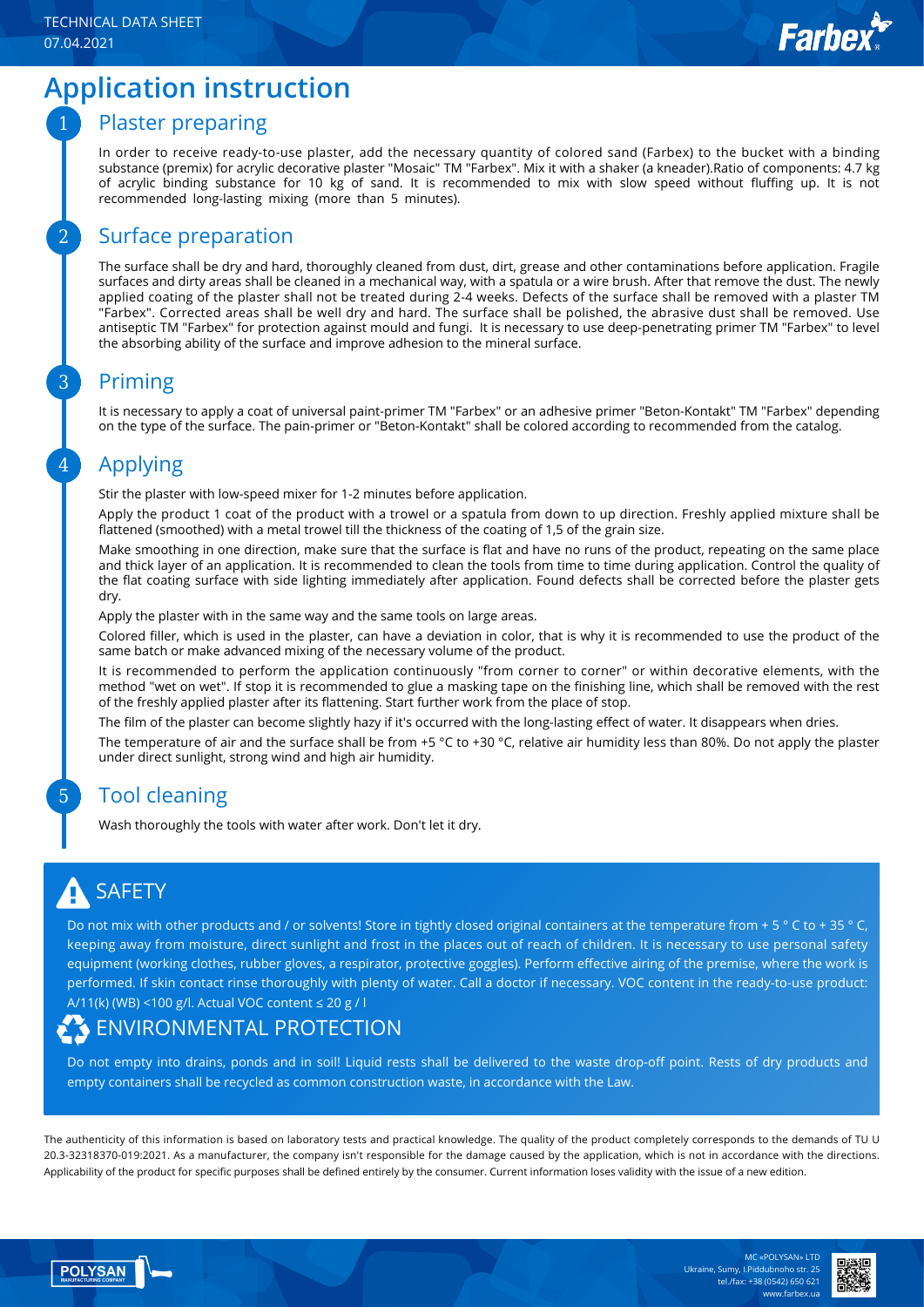# Application instruction

## 1 Plaster preparing

In order to receive ready-to-use plaster, add the necessary quantity of colored sand (Farbex) to the bucket with a binding substance (premix) for acrylic decorative plaster "Mosaic" TM "Farbex". Mix it with a shaker (a kneader).Ratio of components: 4.7 kg of acrylic binding substance for 10 kg of sand. It is recommended to mix with slow speed without fluffing up. It is not recommended long-lasting mixing (more than 5 minutes).

## 2 Surface preparation

The surface shall be dry and hard, thoroughly cleaned from dust, dirt, grease and other contaminations before application. Fragile surfaces and dirty areas shall be cleaned in a mechanical way, with a spatula or a wire brush. After that remove the dust. The newly applied coating of the plaster shall not be treated during 2-4 weeks. Defects of the surface shall be removed with a plaster TM "Farbex". Corrected areas shall be well dry and hard. The surface shall be polished, the abrasive dust shall be removed. Use antiseptic TM "Farbex" for protection against mould and fungi. It is necessary to use deep-penetrating primer TM "Farbex" to level the absorbing ability of the surface and improve adhesion to the mineral surface.

## 3 Priming

It is necessary to apply a coat of universal paint-primer TM "Farbex" or an adhesive primer "Beton-Kontakt" TM "Farbex" depending on the type of the surface. The pain-primer or "Beton-Kontakt" shall be colored according to recommended from the catalog.

## 4 Applying

Stir the plaster with low-speed mixer for 1-2 minutes before application.

Apply the product 1 coat of the product with a trowel or a spatula from down to up direction. Freshly applied mixture shall be flattened (smoothed) with a metal trowel till the thickness of the coating of 1,5 of the grain size.

Make smoothing in one direction, make sure that the surface is flat and have no runs of the product, repeating on the same place and thick layer of an application. It is recommended to clean the tools from time to time during application. Control the quality of the flat coating surface with side lighting immediately after application. Found defects shall be corrected before the plaster gets dry.

Apply the plaster with in the same way and the same tools on large areas.

Colored filler, which is used in the plaster, can have a deviation in color, that is why it is recommended to use the product of the same batch or make advanced mixing of the necessary volume of the product.

It is recommended to perform the application continuously "from corner to corner" or within decorative elements, with the method "wet on wet". If stop it is recommended to glue a masking tape on the finishing line, which shall be removed with the rest of the freshly applied plaster after its flattening. Start further work from the place of stop.

The film of the plaster can become slightly hazy if it's occurred with the long-lasting effect of water. It disappears when dries.

The temperature of air and the surface shall be from +5 °C to +30 °C, relative air humidity less than 80%. Do not apply the plaster under direct sunlight, strong wind and high air humidity.

## 5 Tool cleaning

Wash thoroughly the tools with water after work. Don't let it dry.

## SAFETY

Do not mix with other products and / or solvents! Store in tightly closed original containers at the temperature from + 5 ° C to + 35 ° C, keeping away from moisture, direct sunlight and frost in the places out of reach of children. It is necessary to use personal safety equipment (working clothes, rubber gloves, a respirator, protective goggles). Perform effective airing of the premise, where the work is performed. If skin contact rinse thoroughly with plenty of water. Call a doctor if necessary. VOC content in the ready-to-use product: A/11(k) (WB) <100 g/l. Actual VOC content ≤ 20 g / l

## ENVIRONMENTAL PROTECTION

Do not empty into drains, ponds and in soil! Liquid rests shall be delivered to the waste drop-off point. Rests of dry products and empty containers shall be recycled as common construction waste, in accordance with the Law.

The authenticity of this information is based on laboratory tests and practical knowledge. The quality of the product completely corresponds to the demands of TU U 20.3-32318370-019:2021. As a manufacturer, the company isn't responsible for the damage caused by the application, which is not in accordance with the directions. Applicability of the product for specific purposes shall be defined entirely by the consumer. Current information loses validity with the issue of a new edition.

MC «POLYSAN» LTD
Ukraine, Sumy, I.Piddubnoho str. 25
tel./fax: +38 (0542) 650 621
www.farbex.ua